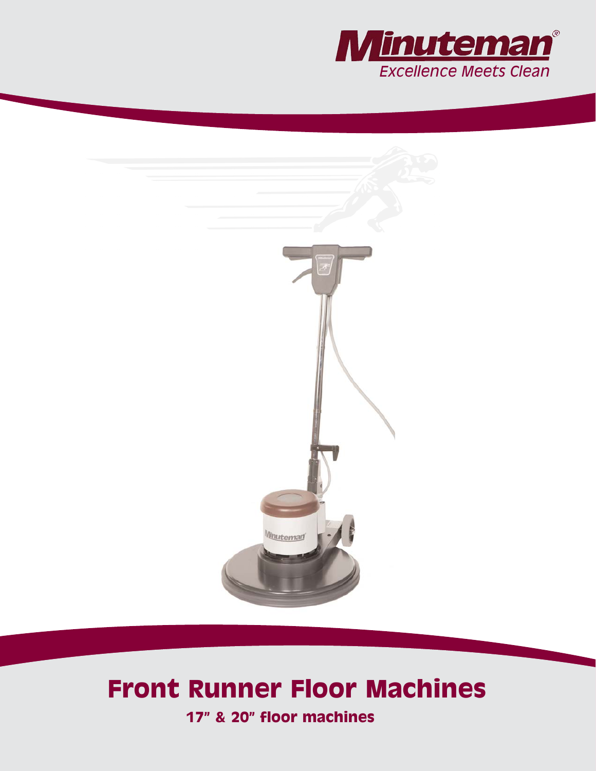Minuteman®

*Excellence Meets Clean*

# Front Runner Floor Machines

**17" & 20" floor machines**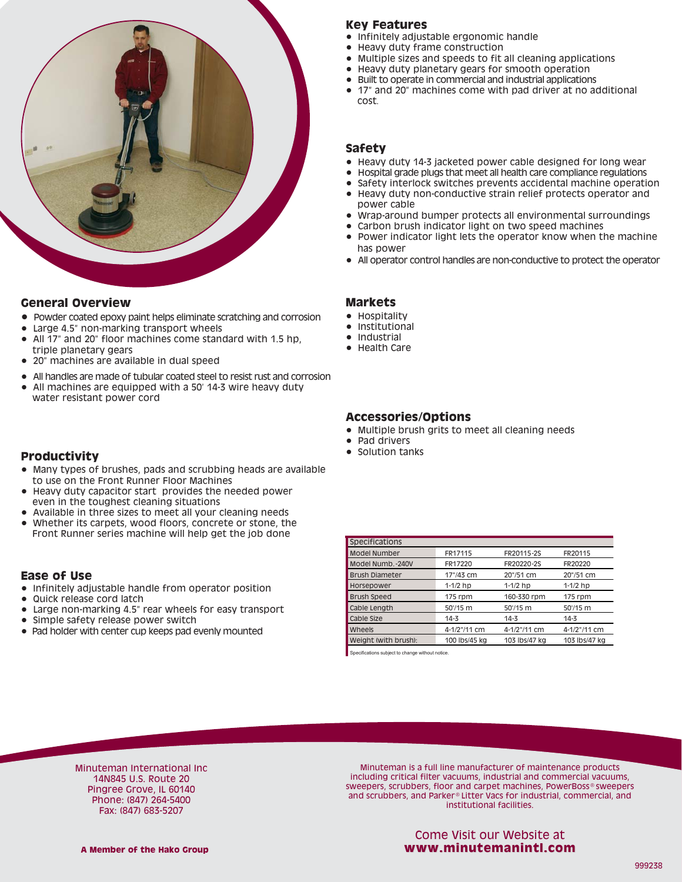## Key Features

- Infinitely adjustable ergonomic handle
- Heavy duty frame construction
- Multiple sizes and speeds to fit all cleaning applications
- Heavy duty planetary gears for smooth operation
- Built to operate in commercial and industrial applications
- 17" and 20" machines come with pad driver at no additional cost.

## Safety

- Heavy duty 14-3 jacketed power cable designed for long wear
- Hospital grade plugs that meet all health care compliance regulations
- Safety interlock switches prevents accidental machine operation
- Heavy duty non-conductive strain relief protects operator and power cable
- Wrap-around bumper protects all environmental surroundings
- Carbon brush indicator light on two speed machines
- Power indicator light lets the operator know when the machine has power
- All operator control handles are non-conductive to protect the operator

## General Overview

- Powder coated epoxy paint helps eliminate scratching and corrosion
- Large 4.5" non-marking transport wheels
- All 17" and 20" floor machines come standard with 1.5 hp, triple planetary gears
- 20" machines are available in dual speed
- All handles are made of tubular coated steel to resist rust and corrosion
- All machines are equipped with a 50' 14-3 wire heavy duty water resistant power cord

## Markets

- Hospitality
- Institutional
- Industrial
- Health Care

## Accessories/Options

- Multiple brush grits to meet all cleaning needs
- Pad drivers
- Solution tanks

## Productivity

- Many types of brushes, pads and scrubbing heads are available to use on the Front Runner Floor Machines
- Heavy duty capacitor start provides the needed power even in the toughest cleaning situations
- Available in three sizes to meet all your cleaning needs
- Whether its carpets, wood floors, concrete or stone, the Front Runner series machine will help get the job done

## Ease of Use

- Infinitely adjustable handle from operator position
- Quick release cord latch
- Large non-marking 4.5" rear wheels for easy transport
- Simple safety release power switch
- Pad holder with center cup keeps pad evenly mounted

| Specifications | | | |
|---|---|---|---|
| Model Number | FR17115 | FR20115-2S | FR20115 |
| Model Numb.-240V | FR17220 | FR20220-2S | FR20220 |
| Brush Diameter | 17"/43 cm | 20"/51 cm | 20"/51 cm |
| Horsepower | 1-1/2 hp | 1-1/2 hp | 1-1/2 hp |
| Brush Speed | 175 rpm | 160-330 rpm | 175 rpm |
| Cable Length | 50'/15 m | 50'/15 m | 50'/15 m |
| Cable Size | 14-3 | 14-3 | 14-3 |
| Wheels | 4-1/2"/11 cm | 4-1/2"/11 cm | 4-1/2"/11 cm |
| Weight (with brush): | 100 lbs/45 kg | 103 lbs/47 kg | 103 lbs/47 kg |

Specifications subject to change without notice.

Minuteman International Inc
14N845 U.S. Route 20
Pingree Grove, IL 60140
Phone: (847) 264-5400
Fax: (847) 683-5207

Minuteman is a full line manufacturer of maintenance products including critical filter vacuums, industrial and commercial vacuums, sweepers, scrubbers, floor and carpet machines, PowerBoss® sweepers and scrubbers, and Parker® Litter Vacs for industrial, commercial, and institutional facilities.

**A Member of the Hako Group**

Come Visit our Website at
**www.minutemanintl.com**

999238